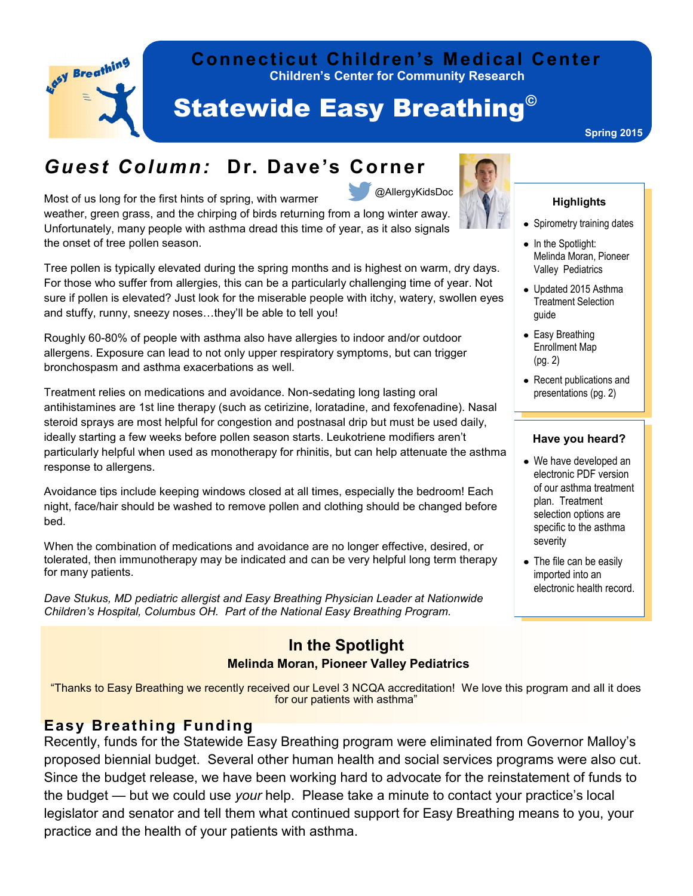# Connecticut Children's Medical Center

**Children's Center for Community Research**

# Statewide Easy Breathing©

**Spring 2015**

## *Guest Column:* Dr. Dave's Corner

@AllergyKidsDoc

Most of us long for the first hints of spring, with warmer weather, green grass, and the chirping of birds returning from a long winter away. Unfortunately, many people with asthma dread this time of year, as it also signals the onset of tree pollen season.

Tree pollen is typically elevated during the spring months and is highest on warm, dry days. For those who suffer from allergies, this can be a particularly challenging time of year. Not sure if pollen is elevated? Just look for the miserable people with itchy, watery, swollen eyes and stuffy, runny, sneezy noses…they'll be able to tell you!

Roughly 60-80% of people with asthma also have allergies to indoor and/or outdoor allergens. Exposure can lead to not only upper respiratory symptoms, but can trigger bronchospasm and asthma exacerbations as well.

Treatment relies on medications and avoidance. Non-sedating long lasting oral antihistamines are 1st line therapy (such as cetirizine, loratadine, and fexofenadine). Nasal steroid sprays are most helpful for congestion and postnasal drip but must be used daily, ideally starting a few weeks before pollen season starts. Leukotriene modifiers aren't particularly helpful when used as monotherapy for rhinitis, but can help attenuate the asthma response to allergens.

Avoidance tips include keeping windows closed at all times, especially the bedroom! Each night, face/hair should be washed to remove pollen and clothing should be changed before bed.

When the combination of medications and avoidance are no longer effective, desired, or tolerated, then immunotherapy may be indicated and can be very helpful long term therapy for many patients.

*Dave Stukus, MD pediatric allergist and Easy Breathing Physician Leader at Nationwide Children's Hospital, Columbus OH. Part of the National Easy Breathing Program.*

### Highlights

- Spirometry training dates
- In the Spotlight: Melinda Moran, Pioneer Valley Pediatrics
- Updated 2015 Asthma Treatment Selection guide
- Easy Breathing Enrollment Map (pg. 2)
- Recent publications and presentations (pg. 2)

### Have you heard?

- We have developed an electronic PDF version of our asthma treatment plan. Treatment selection options are specific to the asthma severity
- The file can be easily imported into an electronic health record.

## In the Spotlight

**Melinda Moran, Pioneer Valley Pediatrics**

"Thanks to Easy Breathing we recently received our Level 3 NCQA accreditation! We love this program and all it does for our patients with asthma"

## Easy Breathing Funding

Recently, funds for the Statewide Easy Breathing program were eliminated from Governor Malloy's proposed biennial budget. Several other human health and social services programs were also cut. Since the budget release, we have been working hard to advocate for the reinstatement of funds to the budget — but we could use *your* help. Please take a minute to contact your practice's local legislator and senator and tell them what continued support for Easy Breathing means to you, your practice and the health of your patients with asthma.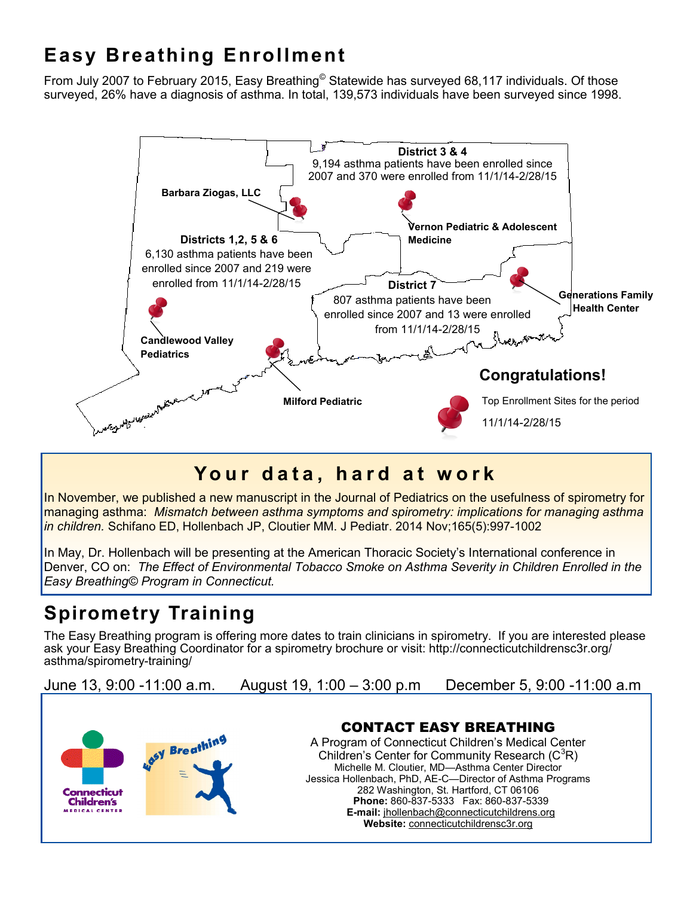# Easy Breathing Enrollment

From July 2007 to February 2015, Easy Breathing© Statewide has surveyed 68,117 individuals. Of those surveyed, 26% have a diagnosis of asthma. In total, 139,573 individuals have been surveyed since 1998.

**District 3 & 4**
9,194 asthma patients have been enrolled since 2007 and 370 were enrolled from 11/1/14-2/28/15

**Barbara Ziogas, LLC**

**Vernon Pediatric & Adolescent Medicine**

**Districts 1,2, 5 & 6**
6,130 asthma patients have been enrolled since 2007 and 219 were enrolled from 11/1/14-2/28/15

**District 7**
807 asthma patients have been enrolled since 2007 and 13 were enrolled from 11/1/14-2/28/15

**Generations Family Health Center**

**Candlewood Valley Pediatrics**

**Milford Pediatric**

**Congratulations!**

Top Enrollment Sites for the period 11/1/14-2/28/15

## Your data, hard at work

In November, we published a new manuscript in the Journal of Pediatrics on the usefulness of spirometry for managing asthma: *Mismatch between asthma symptoms and spirometry: implications for managing asthma in children.* Schifano ED, Hollenbach JP, Cloutier MM. J Pediatr. 2014 Nov;165(5):997-1002

In May, Dr. Hollenbach will be presenting at the American Thoracic Society's International conference in Denver, CO on: *The Effect of Environmental Tobacco Smoke on Asthma Severity in Children Enrolled in the Easy Breathing© Program in Connecticut.*

# Spirometry Training

The Easy Breathing program is offering more dates to train clinicians in spirometry. If you are interested please ask your Easy Breathing Coordinator for a spirometry brochure or visit: http://connecticutchildrensc3r.org/asthma/spirometry-training/

June 13, 9:00 -11:00 a.m. August 19, 1:00 – 3:00 p.m December 5, 9:00 -11:00 a.m

**CONTACT EASY BREATHING**

A Program of Connecticut Children's Medical Center
Children's Center for Community Research ($C^3R$)
Michelle M. Cloutier, MD—Asthma Center Director
Jessica Hollenbach, PhD, AE-C—Director of Asthma Programs
282 Washington, St. Hartford, CT 06106
**Phone:** 860-837-5333 Fax: 860-837-5339
**E-mail:** jhollenbach@connecticutchildrens.org
**Website:** connecticutchildrensc3r.org